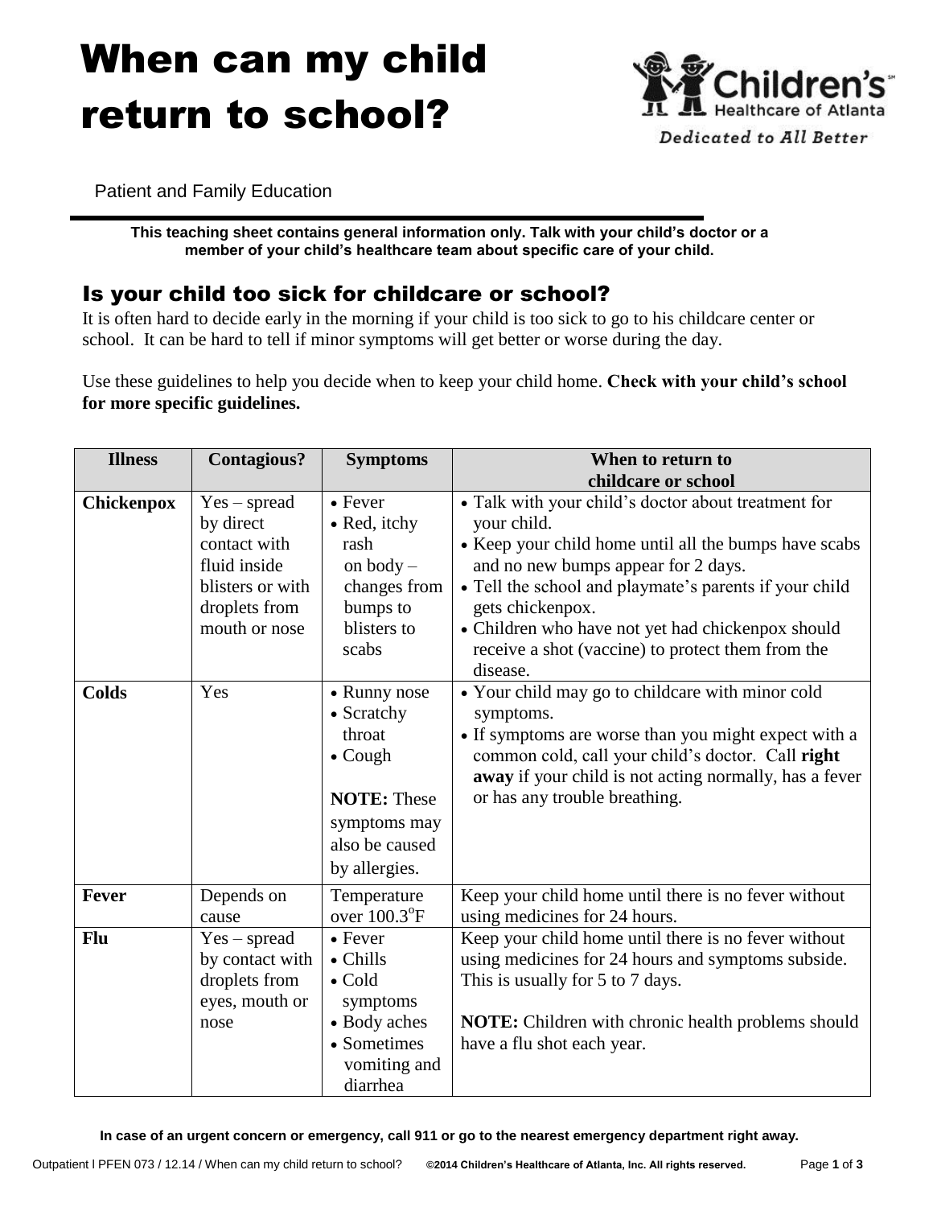# When can my child return to school?

Children's Healthcare of Atlanta
*Dedicated to All Better*

Patient and Family Education

**This teaching sheet contains general information only. Talk with your child's doctor or a member of your child's healthcare team about specific care of your child.**

## Is your child too sick for childcare or school?

It is often hard to decide early in the morning if your child is too sick to go to his childcare center or school. It can be hard to tell if minor symptoms will get better or worse during the day.

Use these guidelines to help you decide when to keep your child home. **Check with your child's school for more specific guidelines.**

| Illness | Contagious? | Symptoms | When to return to childcare or school |
|---|---|---|---|
| **Chickenpox** | Yes – spread by direct contact with fluid inside blisters or with droplets from mouth or nose | • Fever<br>• Red, itchy rash on body – changes from bumps to blisters to scabs | • Talk with your child's doctor about treatment for your child.<br>• Keep your child home until all the bumps have scabs and no new bumps appear for 2 days.<br>• Tell the school and playmate's parents if your child gets chickenpox.<br>• Children who have not yet had chickenpox should receive a shot (vaccine) to protect them from the disease. |
| **Colds** | Yes | • Runny nose<br>• Scratchy throat<br>• Cough<br><br>**NOTE:** These symptoms may also be caused by allergies. | • Your child may go to childcare with minor cold symptoms.<br>• If symptoms are worse than you might expect with a common cold, call your child's doctor. Call **right away** if your child is not acting normally, has a fever or has any trouble breathing. |
| **Fever** | Depends on cause | Temperature over 100.3°F | Keep your child home until there is no fever without using medicines for 24 hours. |
| **Flu** | Yes – spread by contact with droplets from eyes, mouth or nose | • Fever<br>• Chills<br>• Cold symptoms<br>• Body aches<br>• Sometimes vomiting and diarrhea | Keep your child home until there is no fever without using medicines for 24 hours and symptoms subside. This is usually for 5 to 7 days.<br><br>**NOTE:** Children with chronic health problems should have a flu shot each year. |

**In case of an urgent concern or emergency, call 911 or go to the nearest emergency department right away.**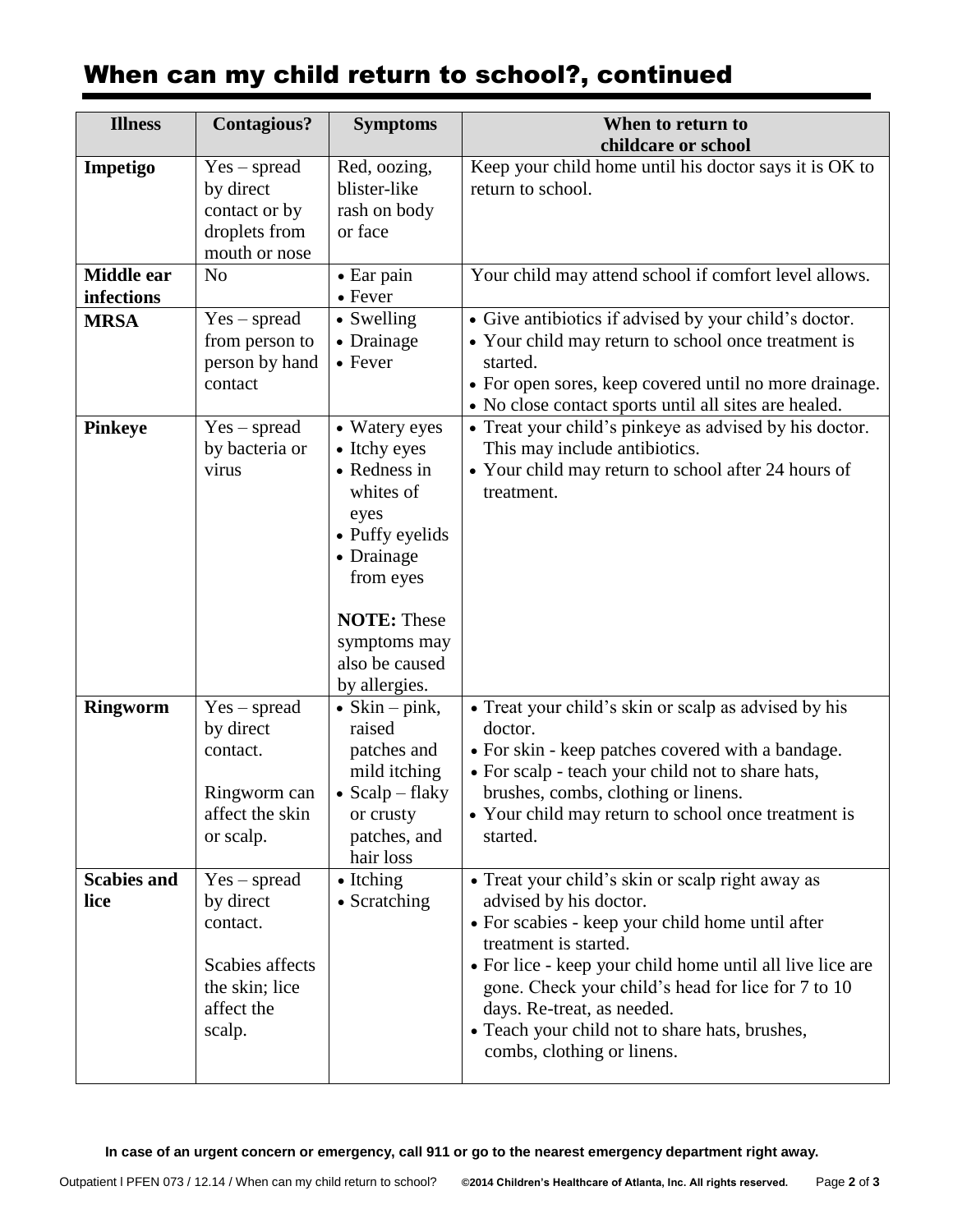# When can my child return to school?, continued

| Illness | Contagious? | Symptoms | When to return to childcare or school |
|---|---|---|---|
| **Impetigo** | Yes – spread by direct contact or by droplets from mouth or nose | Red, oozing, blister-like rash on body or face | Keep your child home until his doctor says it is OK to return to school. |
| **Middle ear infections** | No | • Ear pain<br>• Fever | Your child may attend school if comfort level allows. |
| **MRSA** | Yes – spread from person to person by hand contact | • Swelling<br>• Drainage<br>• Fever | • Give antibiotics if advised by your child's doctor.<br>• Your child may return to school once treatment is started.<br>• For open sores, keep covered until no more drainage.<br>• No close contact sports until all sites are healed. |
| **Pinkeye** | Yes – spread by bacteria or virus | • Watery eyes<br>• Itchy eyes<br>• Redness in whites of eyes<br>• Puffy eyelids<br>• Drainage from eyes<br><br>**NOTE:** These symptoms may also be caused by allergies. | • Treat your child's pinkeye as advised by his doctor. This may include antibiotics.<br>• Your child may return to school after 24 hours of treatment. |
| **Ringworm** | Yes – spread by direct contact.<br><br>Ringworm can affect the skin or scalp. | • Skin – pink, raised patches and mild itching<br>• Scalp – flaky or crusty patches, and hair loss | • Treat your child's skin or scalp as advised by his doctor.<br>• For skin - keep patches covered with a bandage.<br>• For scalp - teach your child not to share hats, brushes, combs, clothing or linens.<br>• Your child may return to school once treatment is started. |
| **Scabies and lice** | Yes – spread by direct contact.<br><br>Scabies affects the skin; lice affect the scalp. | • Itching<br>• Scratching | • Treat your child's skin or scalp right away as advised by his doctor.<br>• For scabies - keep your child home until after treatment is started.<br>• For lice - keep your child home until all live lice are gone. Check your child's head for lice for 7 to 10 days. Re-treat, as needed.<br>• Teach your child not to share hats, brushes, combs, clothing or linens. |

**In case of an urgent concern or emergency, call 911 or go to the nearest emergency department right away.**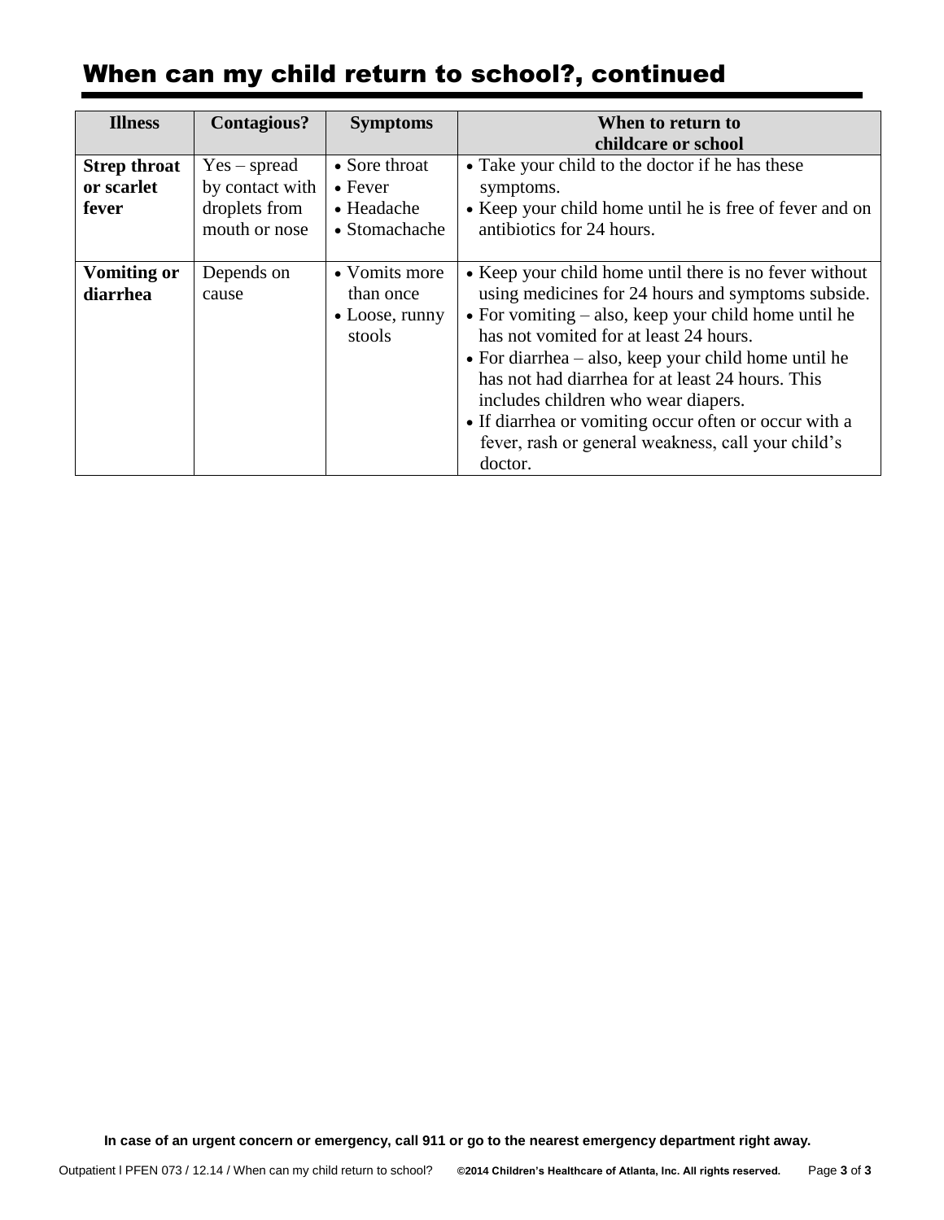# When can my child return to school?, continued

| Illness | Contagious? | Symptoms | When to return to childcare or school |
|---|---|---|---|
| **Strep throat or scarlet fever** | Yes – spread by contact with droplets from mouth or nose | • Sore throat<br>• Fever<br>• Headache<br>• Stomachache | • Take your child to the doctor if he has these symptoms.<br>• Keep your child home until he is free of fever and on antibiotics for 24 hours. |
| **Vomiting or diarrhea** | Depends on cause | • Vomits more than once<br>• Loose, runny stools | • Keep your child home until there is no fever without using medicines for 24 hours and symptoms subside.<br>• For vomiting – also, keep your child home until he has not vomited for at least 24 hours.<br>• For diarrhea – also, keep your child home until he has not had diarrhea for at least 24 hours. This includes children who wear diapers.<br>• If diarrhea or vomiting occur often or occur with a fever, rash or general weakness, call your child's doctor. |

**In case of an urgent concern or emergency, call 911 or go to the nearest emergency department right away.**

Outpatient l PFEN 073 / 12.14 / When can my child return to school? **©2014 Children's Healthcare of Atlanta, Inc. All rights reserved.**